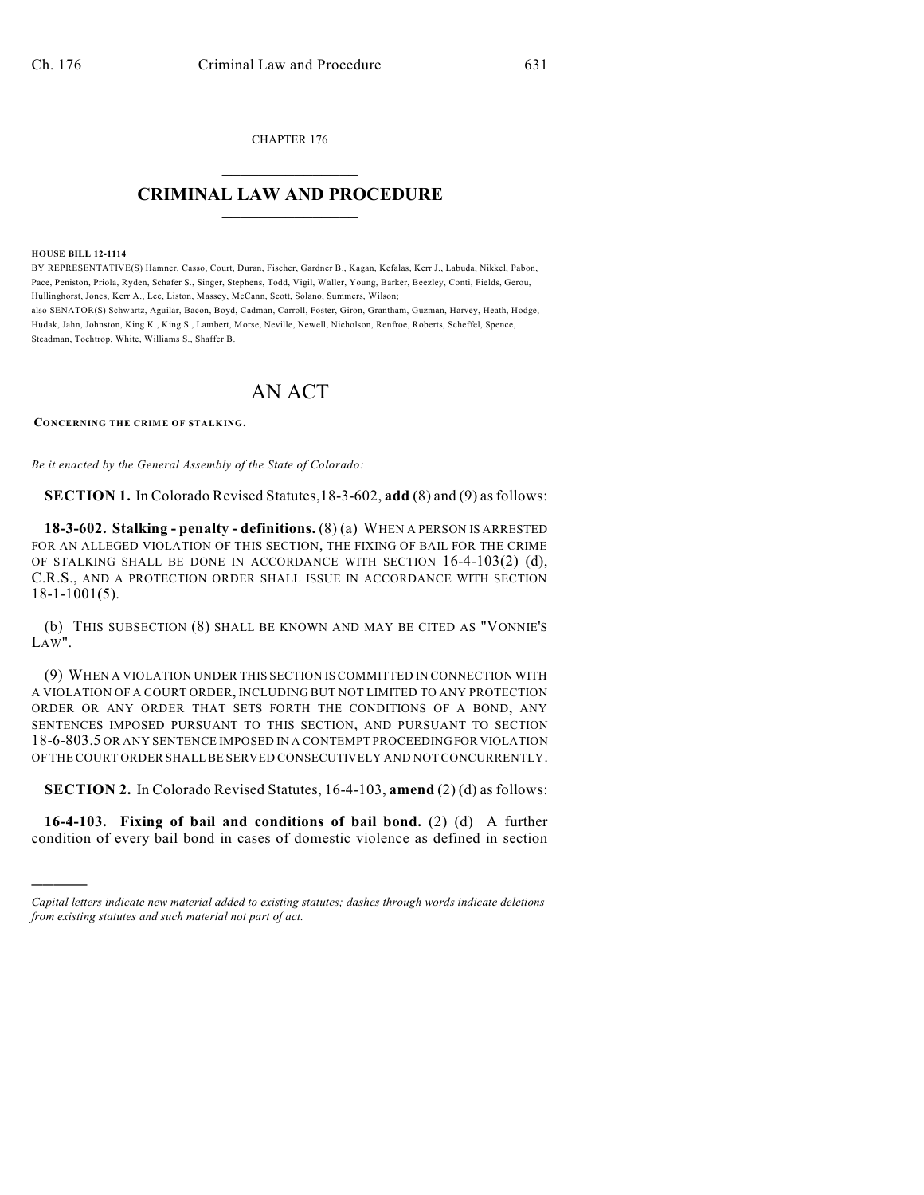CHAPTER 176

# CRIMINAL LAW AND PROCEDURE

**HOUSE BILL 12-1114**

BY REPRESENTATIVE(S) Hamner, Casso, Court, Duran, Fischer, Gardner B., Kagan, Kefalas, Kerr J., Labuda, Nikkel, Pabon, Pace, Peniston, Priola, Ryden, Schafer S., Singer, Stephens, Todd, Vigil, Waller, Young, Barker, Beezley, Conti, Fields, Gerou, Hullinghorst, Jones, Kerr A., Lee, Liston, Massey, McCann, Scott, Solano, Summers, Wilson;
also SENATOR(S) Schwartz, Aguilar, Bacon, Boyd, Cadman, Carroll, Foster, Giron, Grantham, Guzman, Harvey, Heath, Hodge, Hudak, Jahn, Johnston, King K., King S., Lambert, Morse, Neville, Newell, Nicholson, Renfroe, Roberts, Scheffel, Spence, Steadman, Tochtrop, White, Williams S., Shaffer B.

# AN ACT

**CONCERNING THE CRIME OF STALKING.**

*Be it enacted by the General Assembly of the State of Colorado:*

**SECTION 1.** In Colorado Revised Statutes,18-3-602, **add** (8) and (9) as follows:

**18-3-602. Stalking - penalty - definitions.** (8) (a) WHEN A PERSON IS ARRESTED FOR AN ALLEGED VIOLATION OF THIS SECTION, THE FIXING OF BAIL FOR THE CRIME OF STALKING SHALL BE DONE IN ACCORDANCE WITH SECTION 16-4-103(2) (d), C.R.S., AND A PROTECTION ORDER SHALL ISSUE IN ACCORDANCE WITH SECTION 18-1-1001(5).

(b) THIS SUBSECTION (8) SHALL BE KNOWN AND MAY BE CITED AS "VONNIE'S LAW".

(9) WHEN A VIOLATION UNDER THIS SECTION IS COMMITTED IN CONNECTION WITH A VIOLATION OF A COURT ORDER, INCLUDING BUT NOT LIMITED TO ANY PROTECTION ORDER OR ANY ORDER THAT SETS FORTH THE CONDITIONS OF A BOND, ANY SENTENCES IMPOSED PURSUANT TO THIS SECTION, AND PURSUANT TO SECTION 18-6-803.5 OR ANY SENTENCE IMPOSED IN A CONTEMPT PROCEEDING FOR VIOLATION OF THE COURT ORDER SHALL BE SERVED CONSECUTIVELY AND NOT CONCURRENTLY.

**SECTION 2.** In Colorado Revised Statutes, 16-4-103, **amend** (2) (d) as follows:

**16-4-103. Fixing of bail and conditions of bail bond.** (2) (d) A further condition of every bail bond in cases of domestic violence as defined in section

---

*Capital letters indicate new material added to existing statutes; dashes through words indicate deletions from existing statutes and such material not part of act.*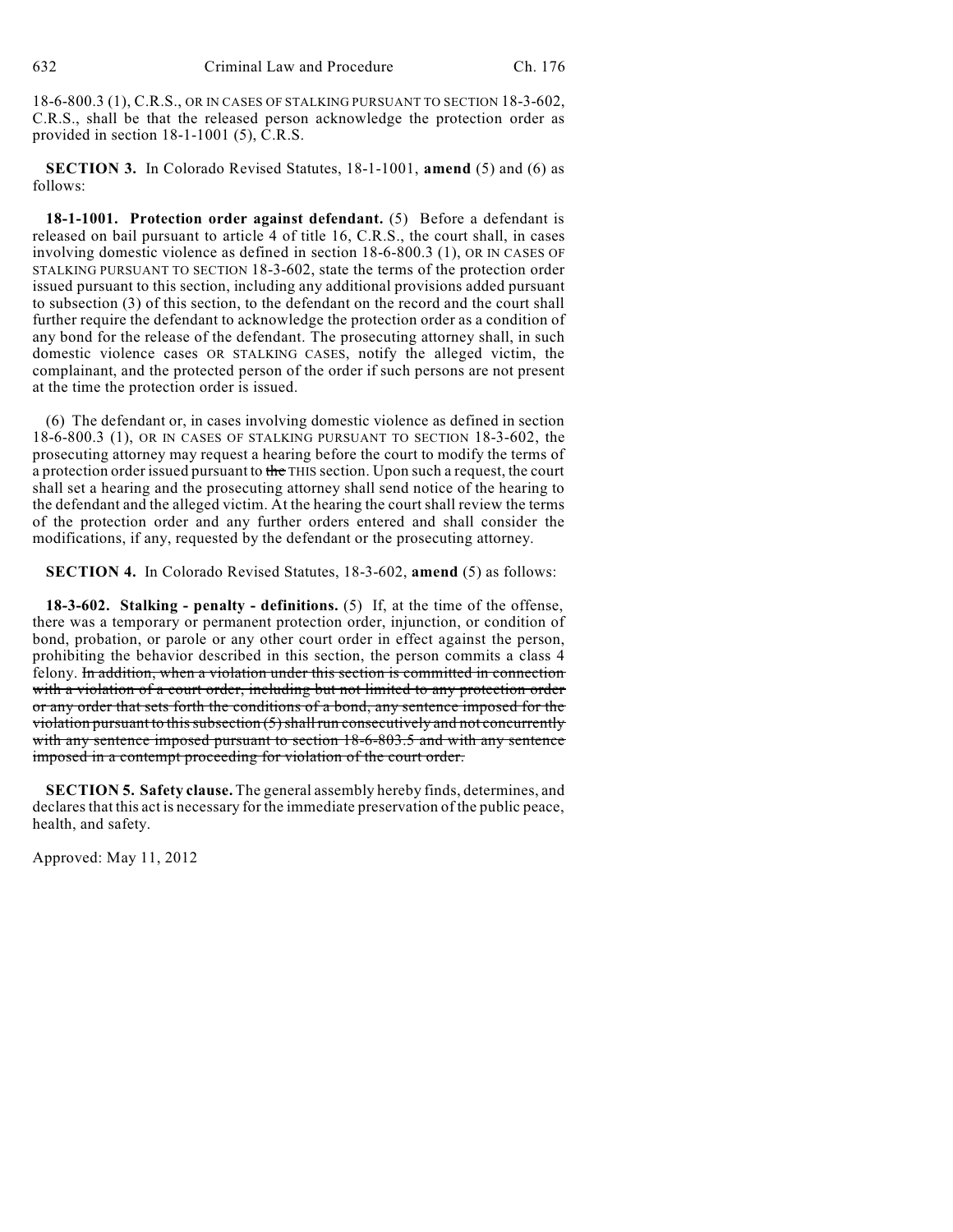18-6-800.3 (1), C.R.S., OR IN CASES OF STALKING PURSUANT TO SECTION 18-3-602, C.R.S., shall be that the released person acknowledge the protection order as provided in section 18-1-1001 (5), C.R.S.

**SECTION 3.** In Colorado Revised Statutes, 18-1-1001, **amend** (5) and (6) as follows:

**18-1-1001. Protection order against defendant.** (5) Before a defendant is released on bail pursuant to article 4 of title 16, C.R.S., the court shall, in cases involving domestic violence as defined in section 18-6-800.3 (1), OR IN CASES OF STALKING PURSUANT TO SECTION 18-3-602, state the terms of the protection order issued pursuant to this section, including any additional provisions added pursuant to subsection (3) of this section, to the defendant on the record and the court shall further require the defendant to acknowledge the protection order as a condition of any bond for the release of the defendant. The prosecuting attorney shall, in such domestic violence cases OR STALKING CASES, notify the alleged victim, the complainant, and the protected person of the order if such persons are not present at the time the protection order is issued.

(6) The defendant or, in cases involving domestic violence as defined in section 18-6-800.3 (1), OR IN CASES OF STALKING PURSUANT TO SECTION 18-3-602, the prosecuting attorney may request a hearing before the court to modify the terms of a protection order issued pursuant to ~~the~~ THIS section. Upon such a request, the court shall set a hearing and the prosecuting attorney shall send notice of the hearing to the defendant and the alleged victim. At the hearing the court shall review the terms of the protection order and any further orders entered and shall consider the modifications, if any, requested by the defendant or the prosecuting attorney.

**SECTION 4.** In Colorado Revised Statutes, 18-3-602, **amend** (5) as follows:

**18-3-602. Stalking - penalty - definitions.** (5) If, at the time of the offense, there was a temporary or permanent protection order, injunction, or condition of bond, probation, or parole or any other court order in effect against the person, prohibiting the behavior described in this section, the person commits a class 4 felony. ~~In addition, when a violation under this section is committed in connection with a violation of a court order, including but not limited to any protection order or any order that sets forth the conditions of a bond, any sentence imposed for the violation pursuant to this subsection (5) shall run consecutively and not concurrently with any sentence imposed pursuant to section 18-6-803.5 and with any sentence imposed in a contempt proceeding for violation of the court order.~~

**SECTION 5. Safety clause.** The general assembly hereby finds, determines, and declares that this act is necessary for the immediate preservation of the public peace, health, and safety.

Approved: May 11, 2012